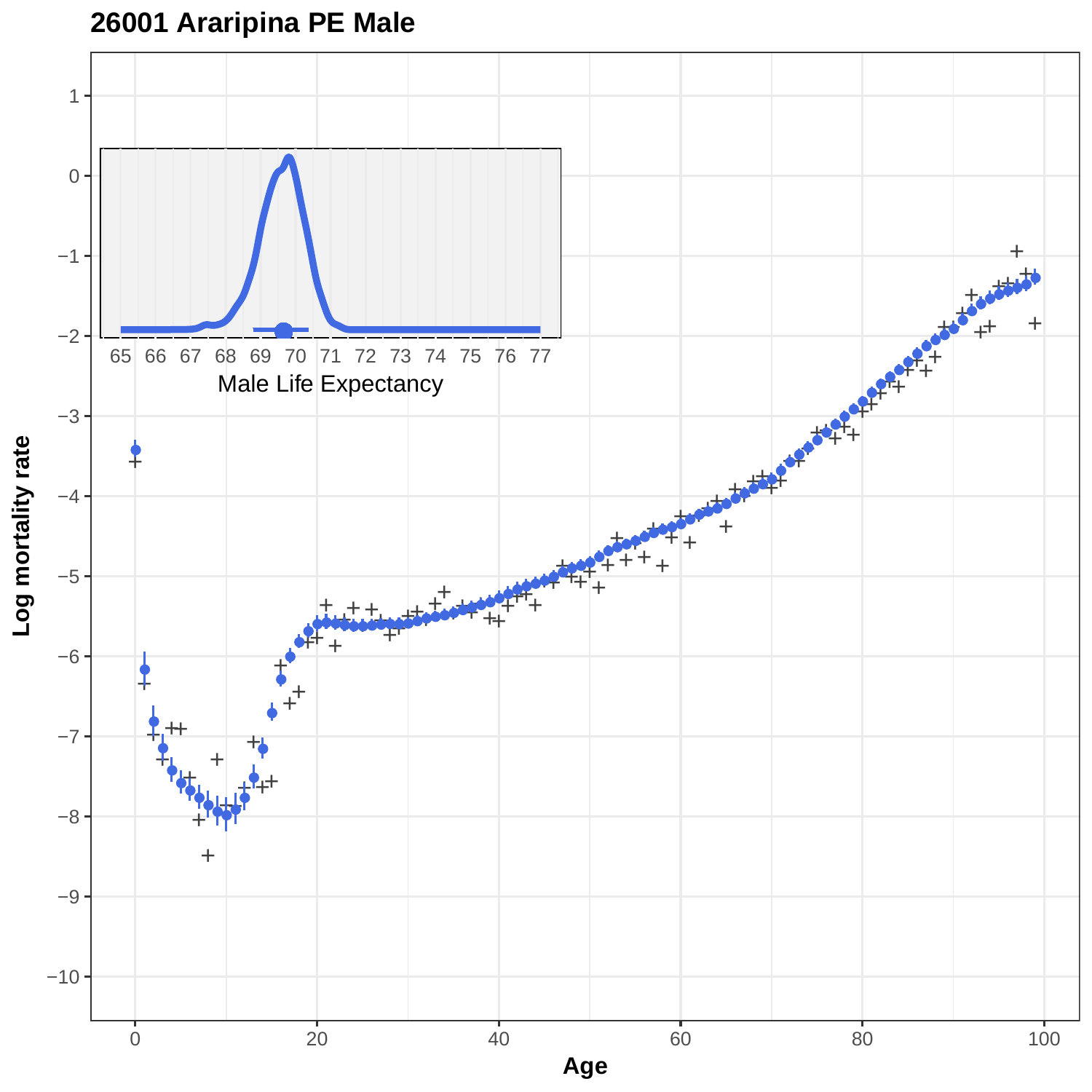# 26001 Araripina PE Male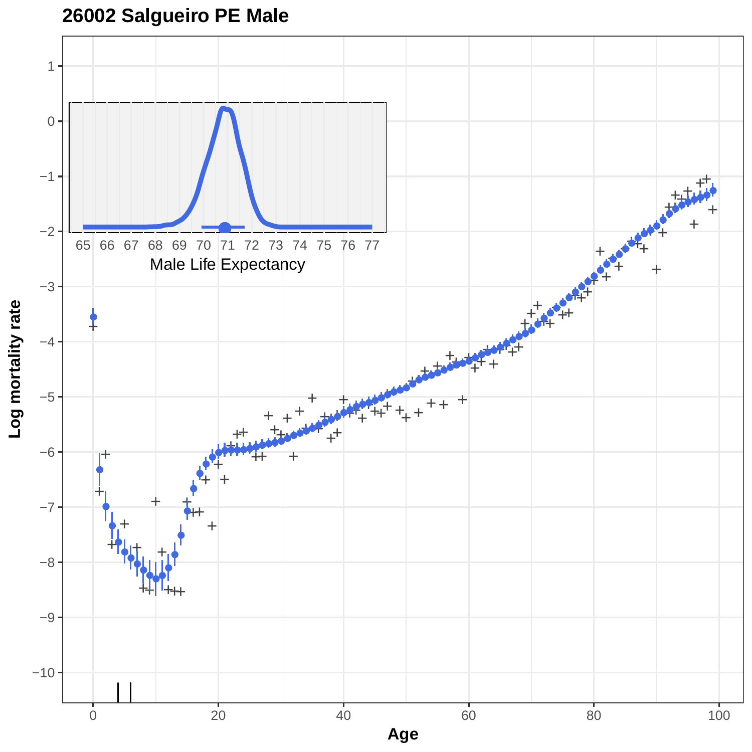**26002 Salgueiro PE Male**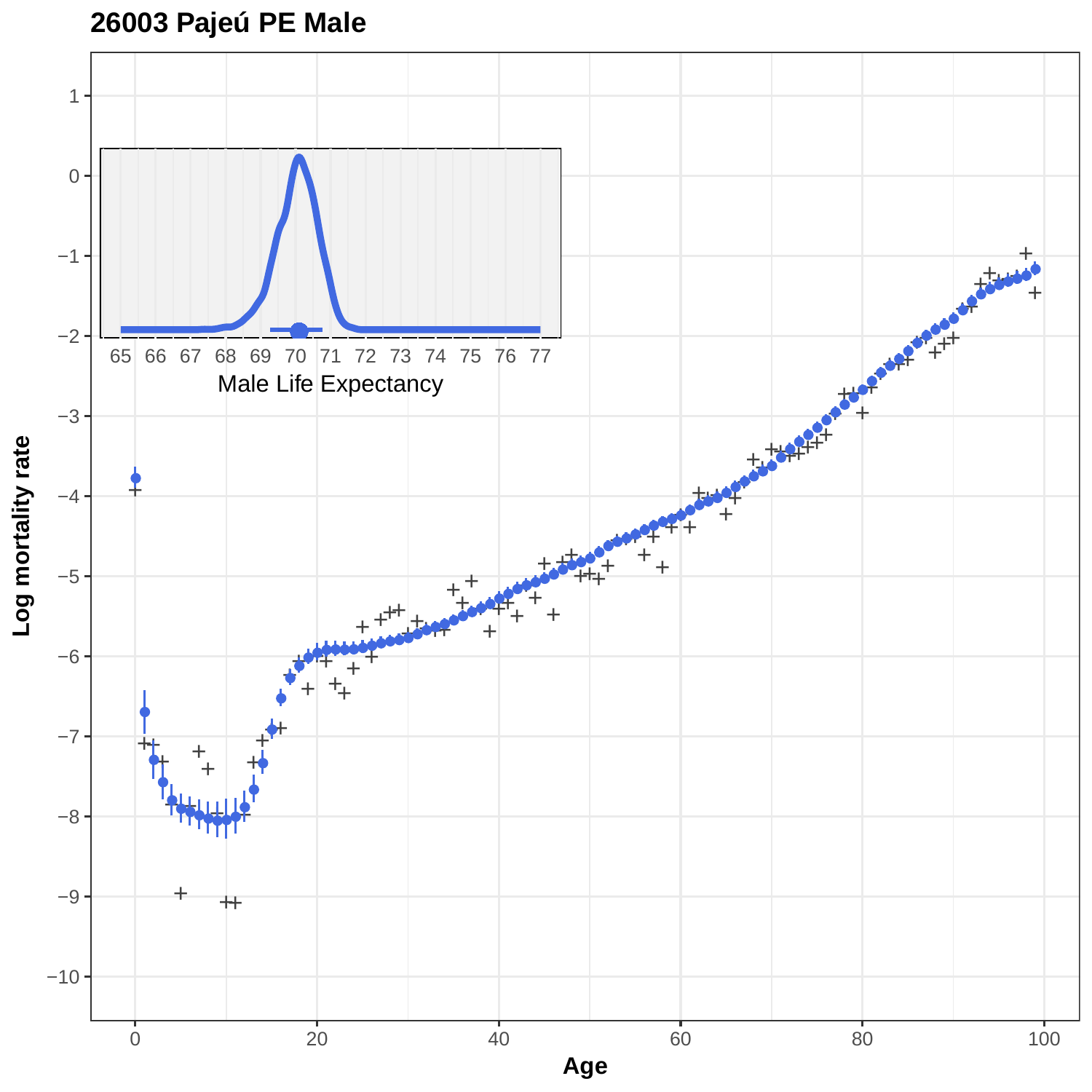## 26003 Pajeú PE Male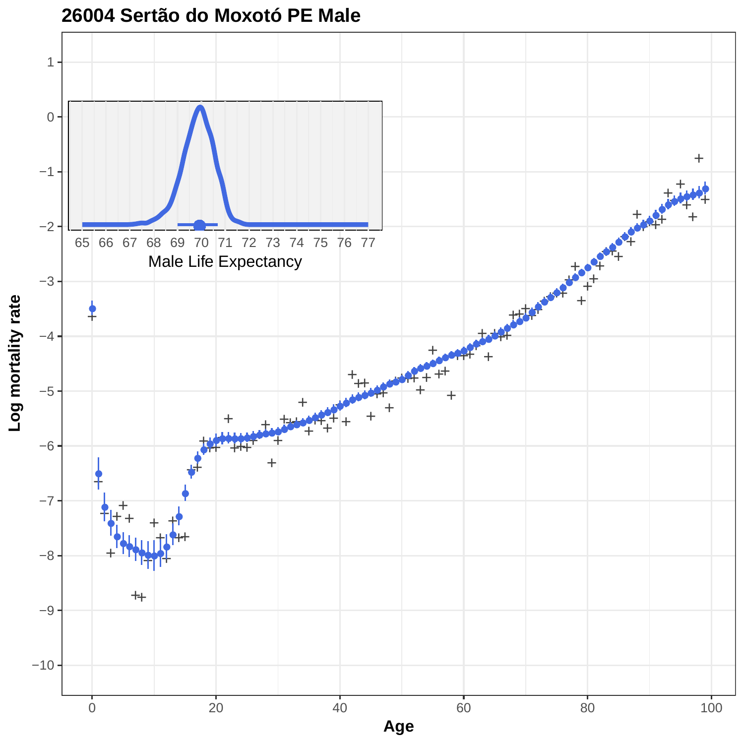# 26004 Sertão do Moxotó PE Male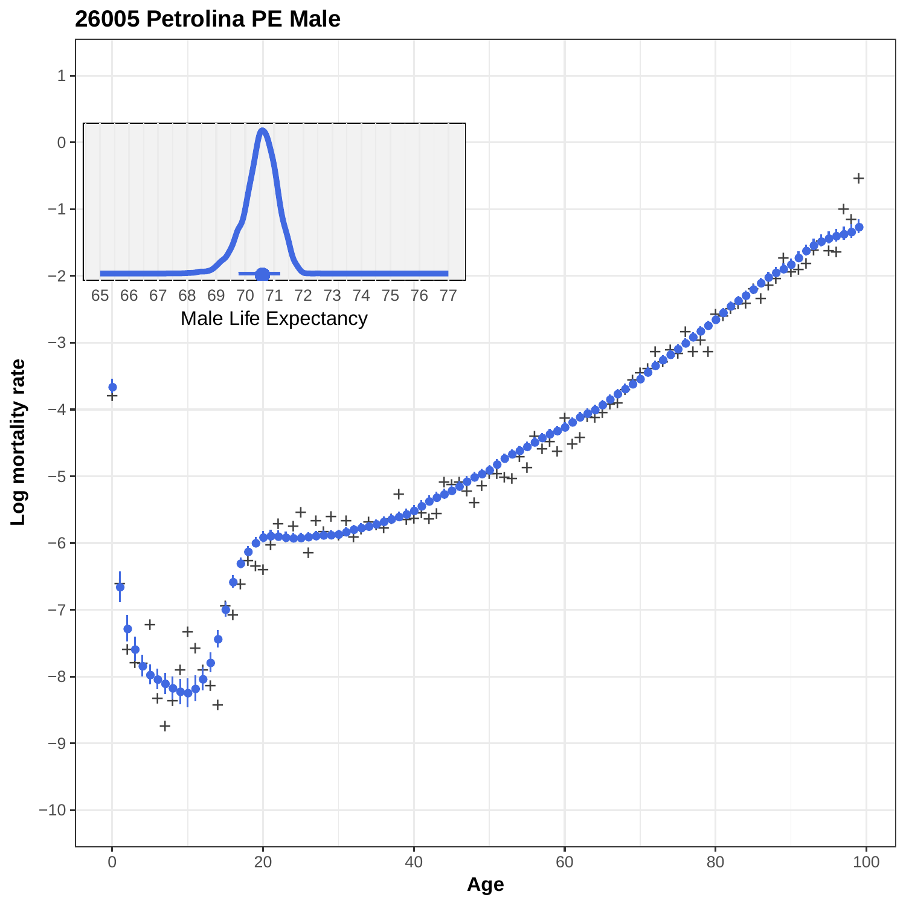# 26005 Petrolina PE Male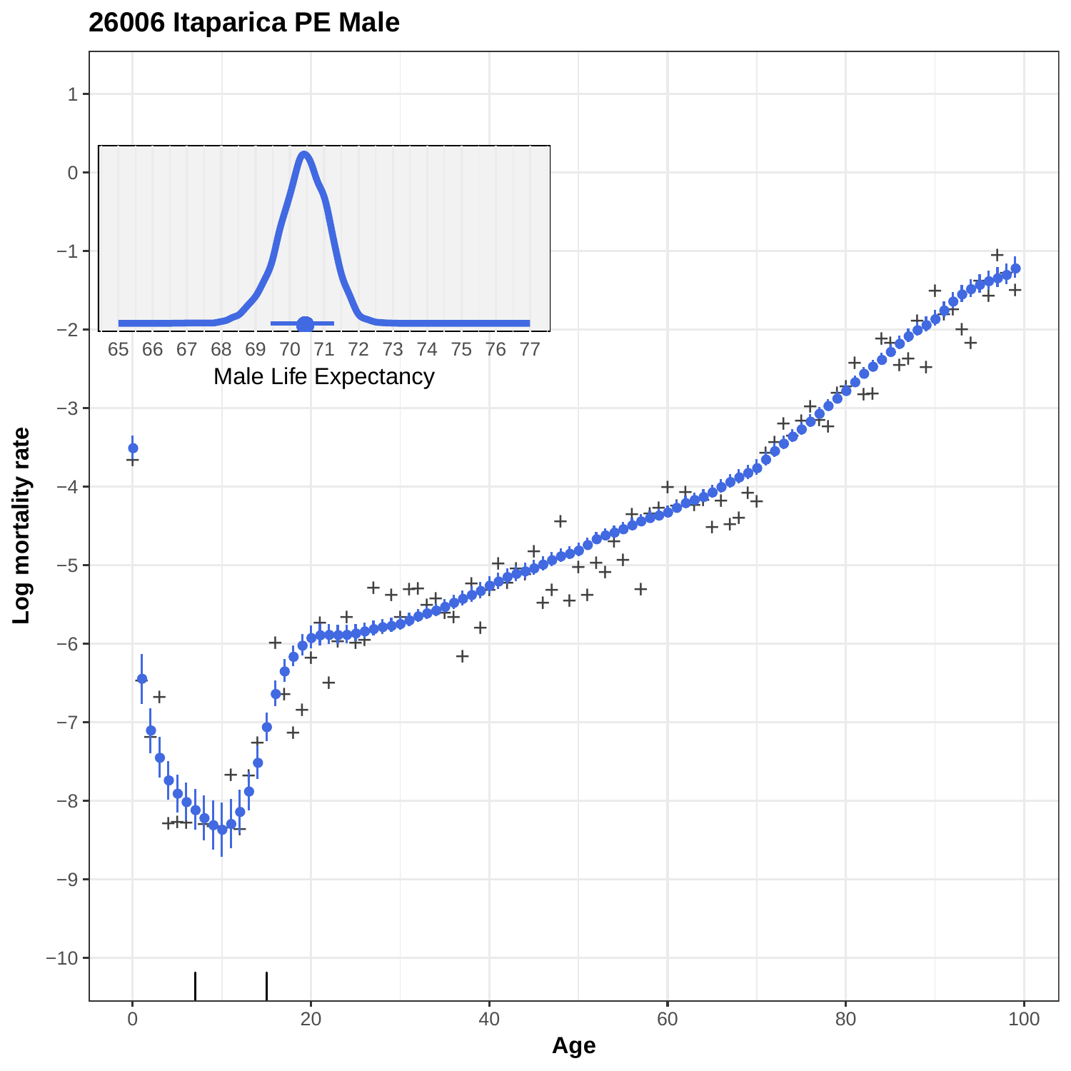**26006 Itaparica PE Male**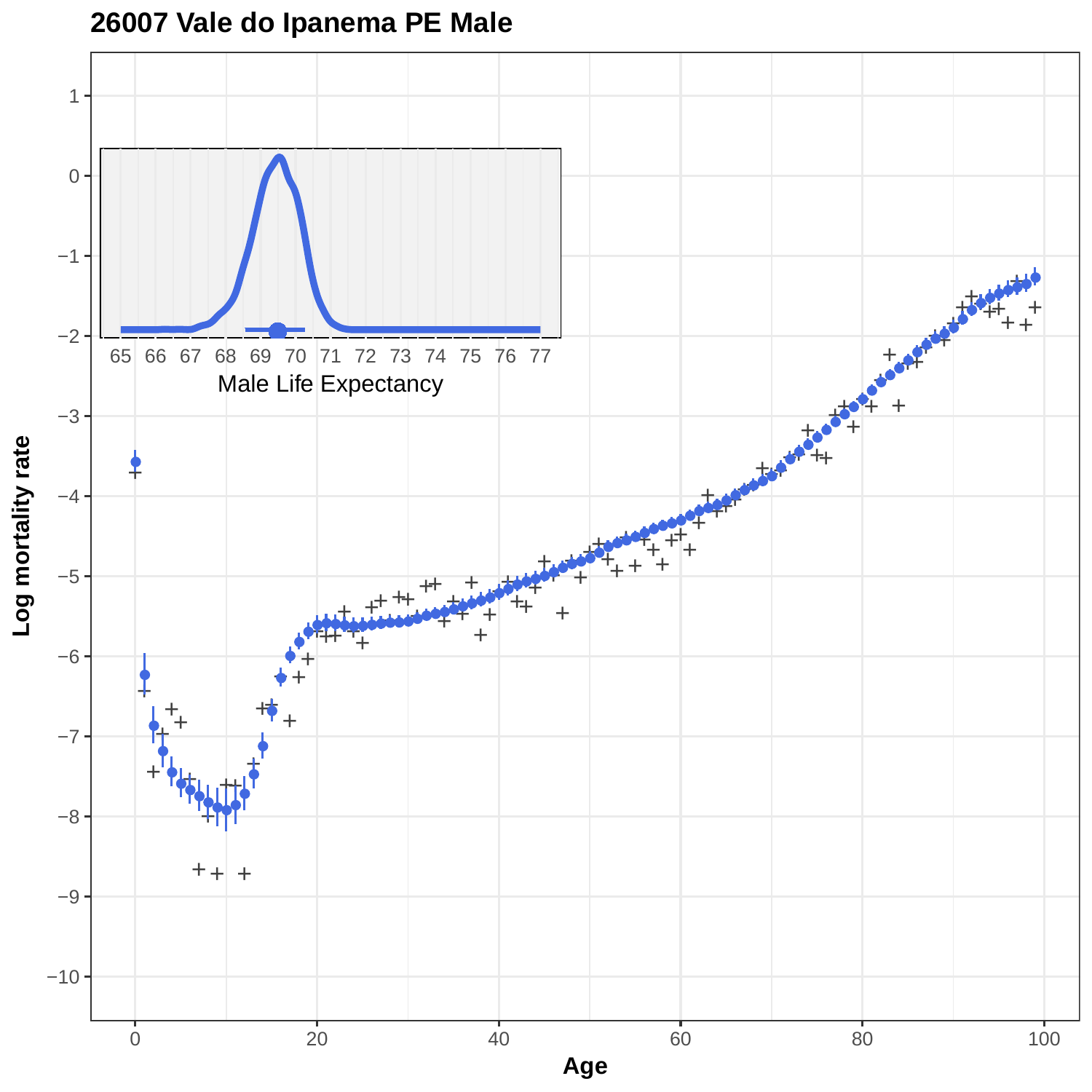## 26007 Vale do Ipanema PE Male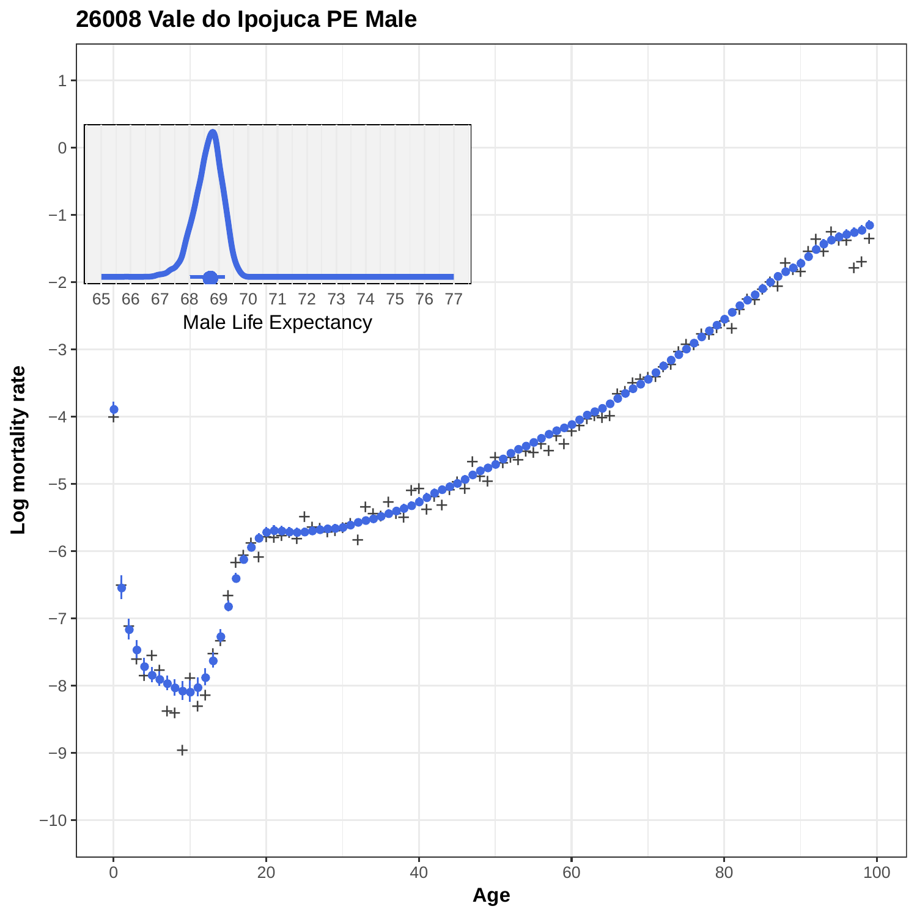# 26008 Vale do Ipojuca PE Male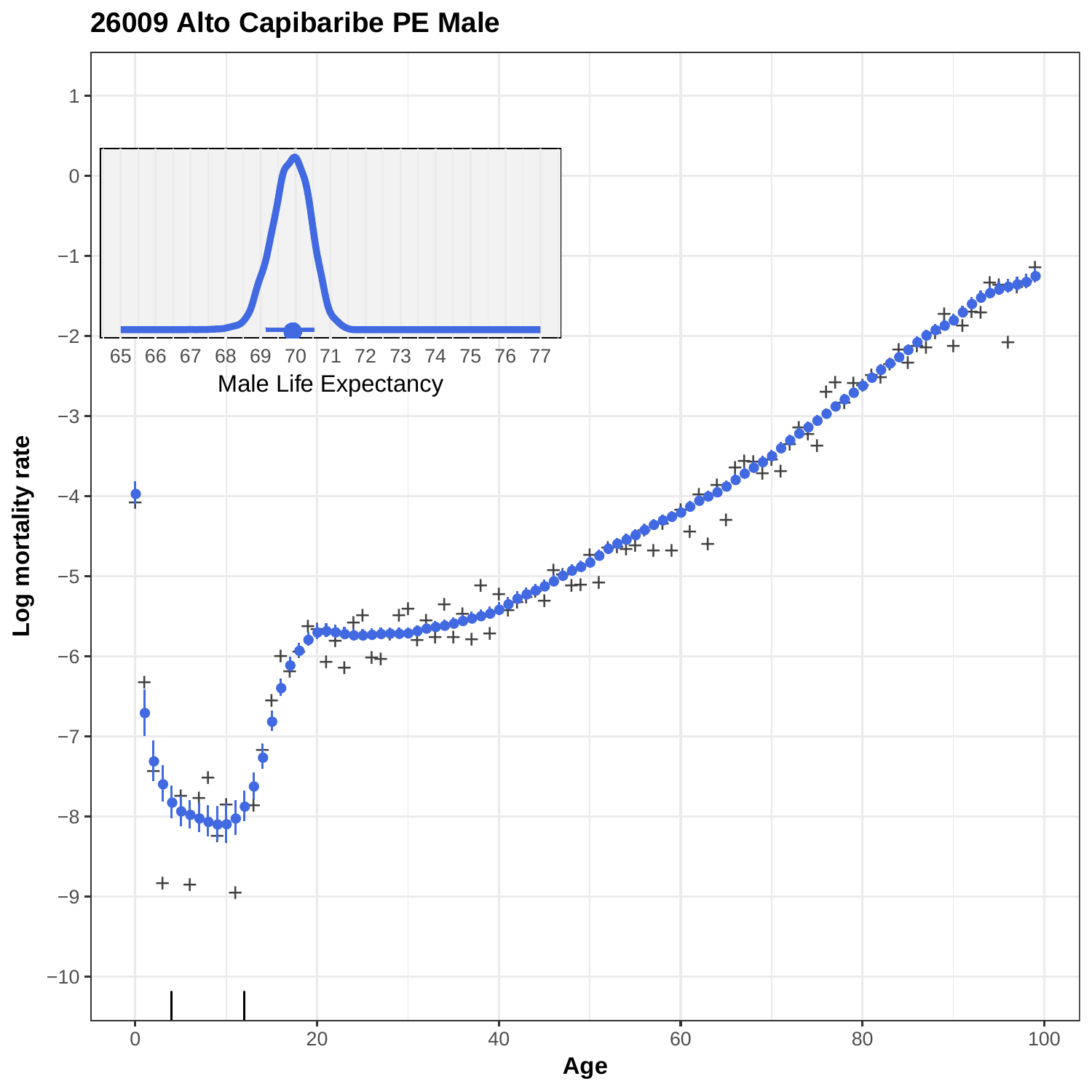# 26009 Alto Capibaribe PE Male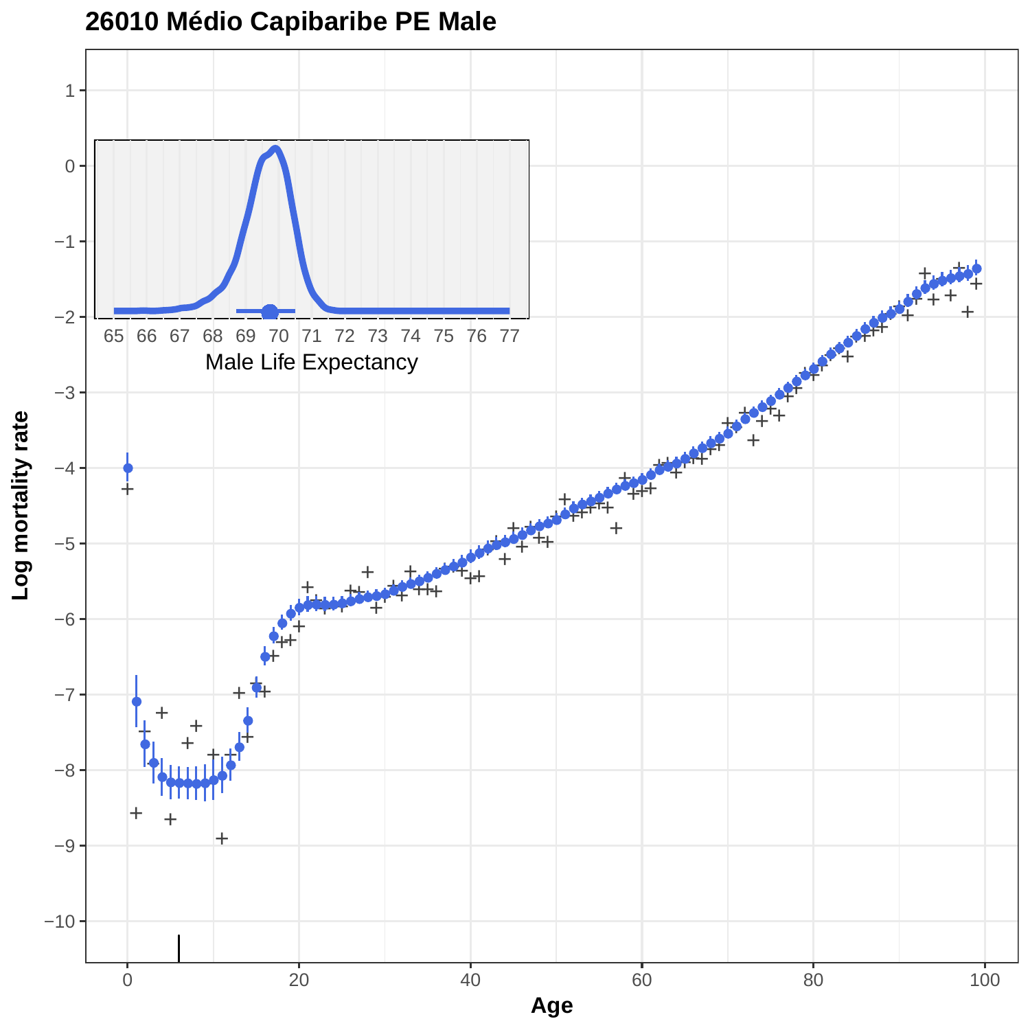# 26010 Médio Capibaribe PE Male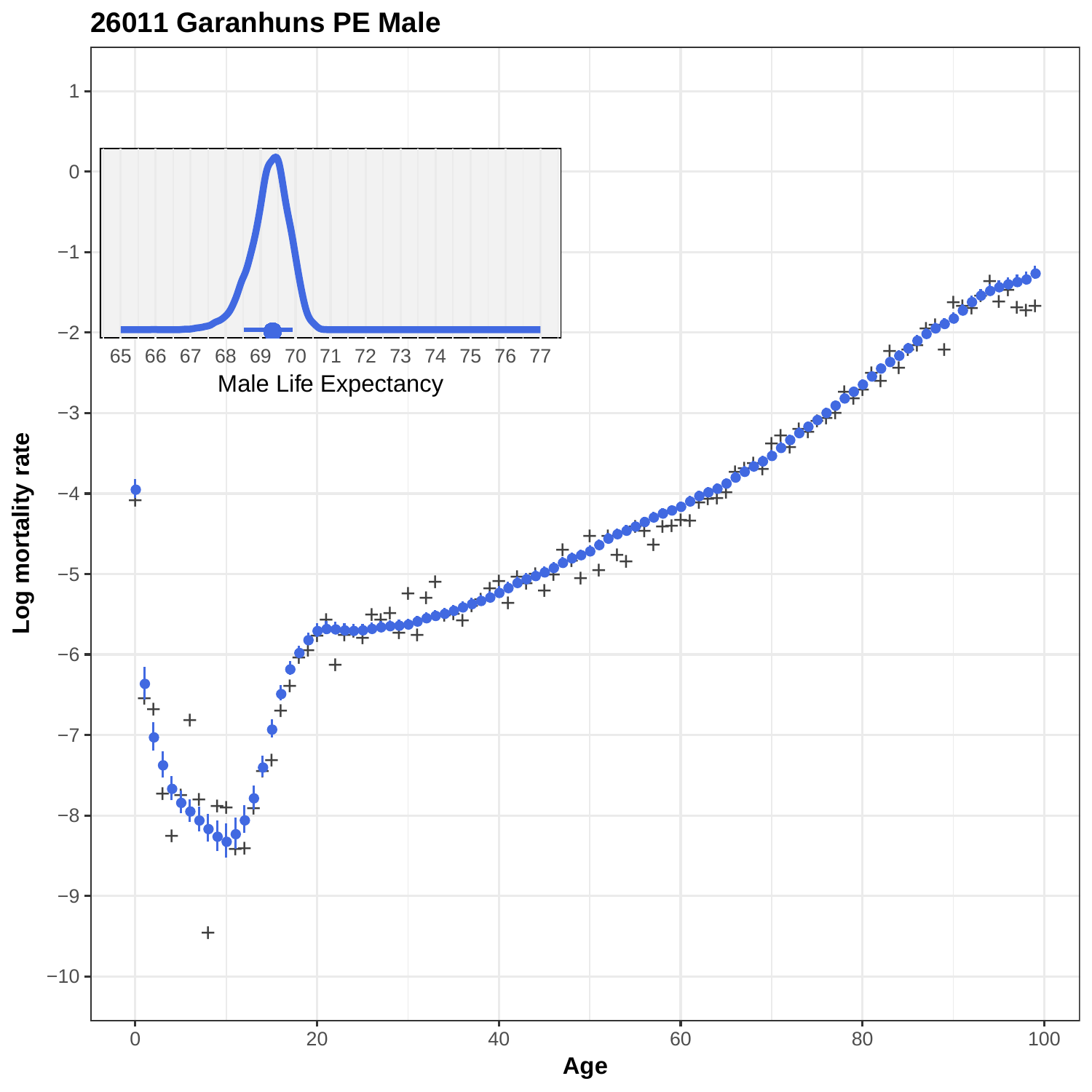# 26011 Garanhuns PE Male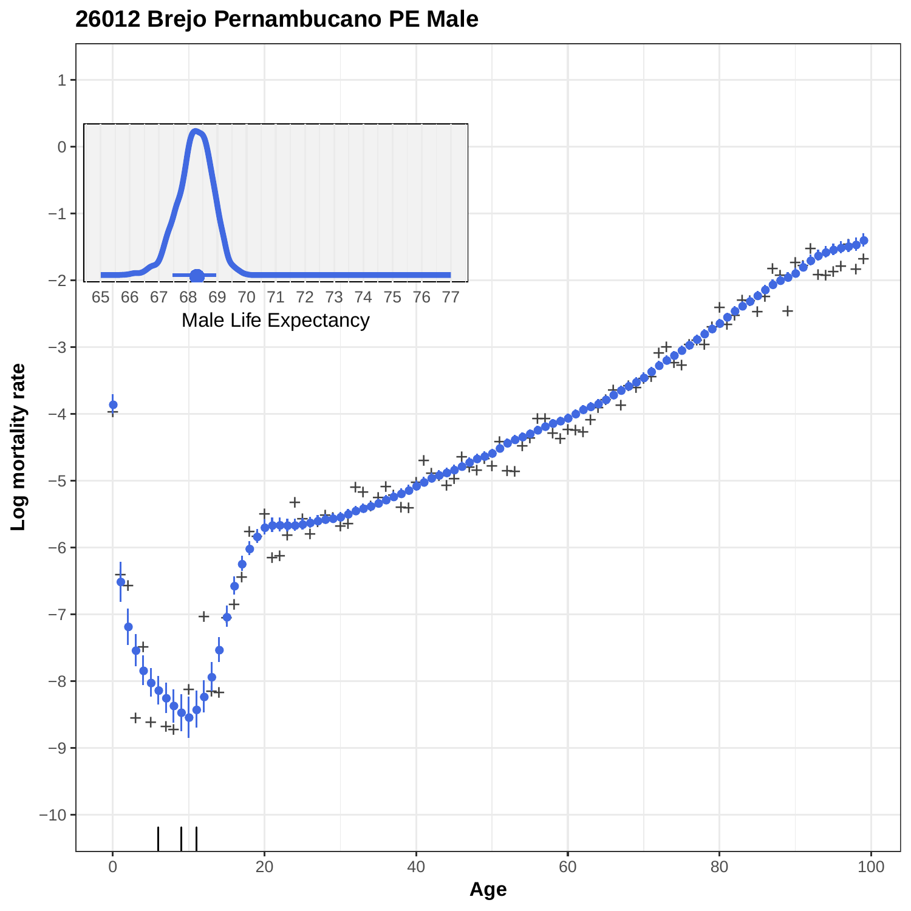## 26012 Brejo Pernambucano PE Male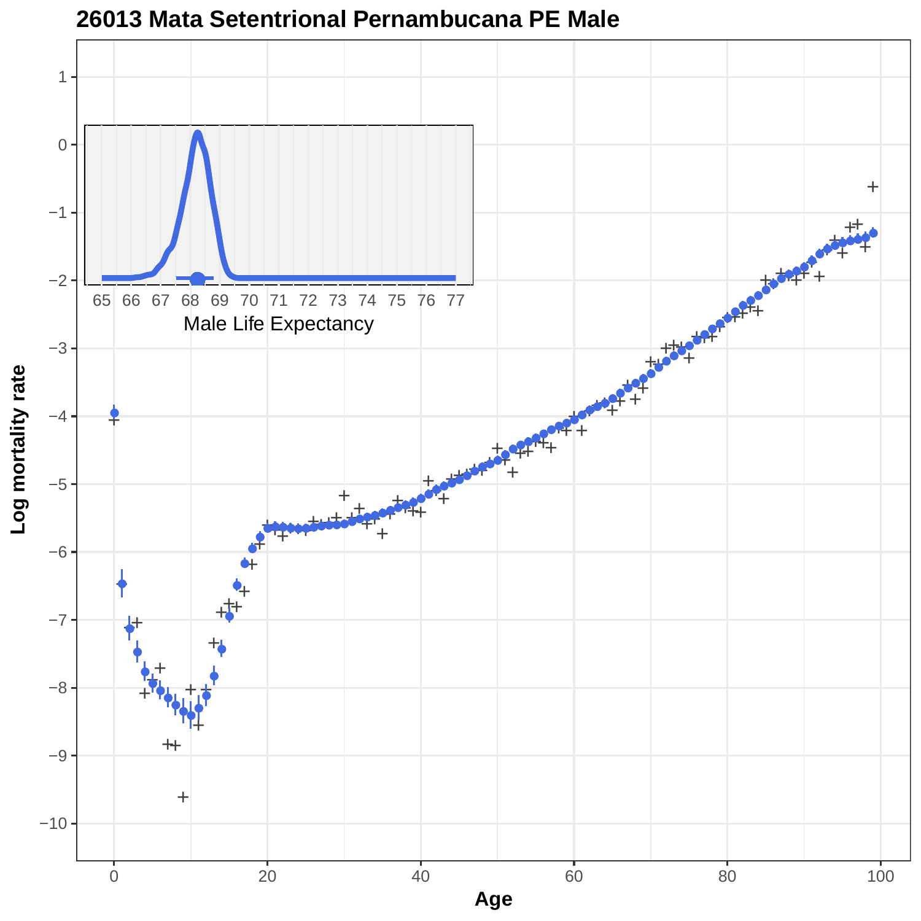# 26013 Mata Setentrional Pernambucana PE Male

Male Life Expectancy

Log mortality rate

Age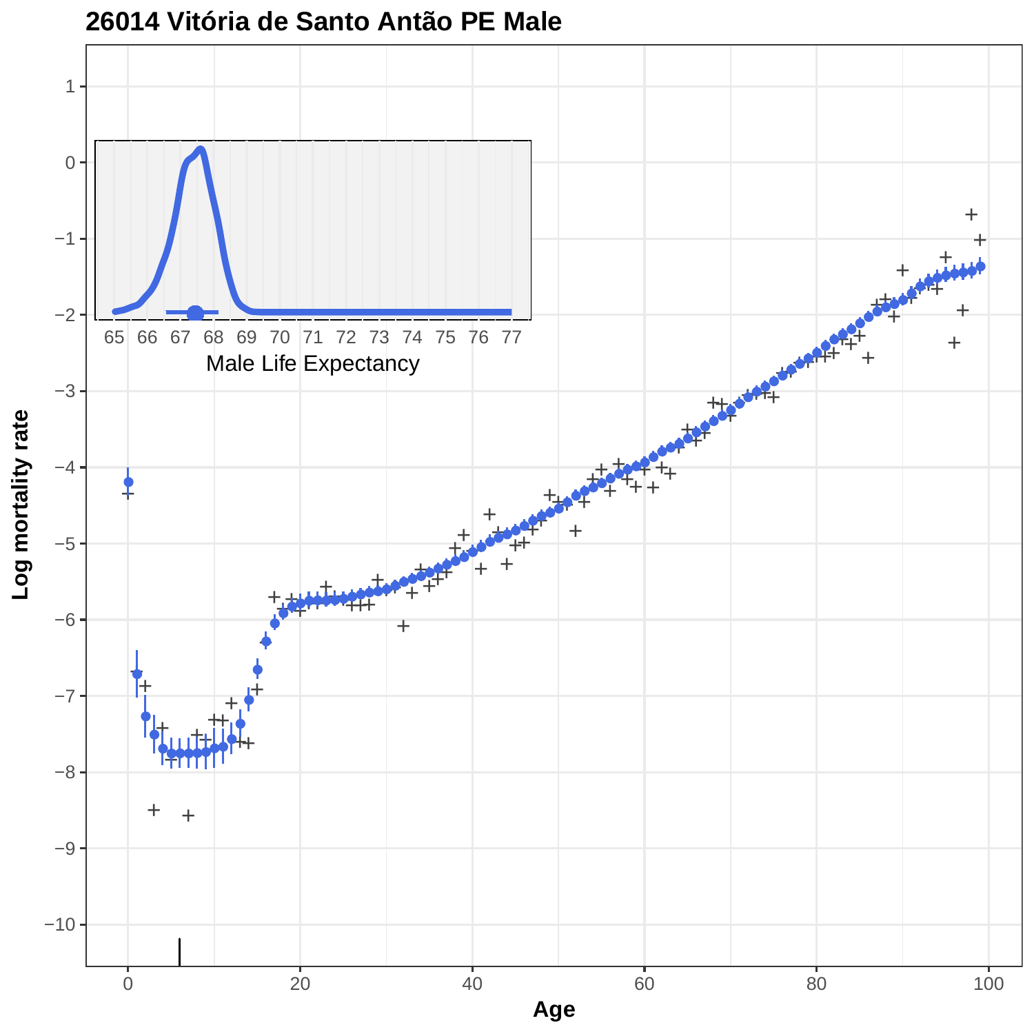# 26014 Vitória de Santo Antão PE Male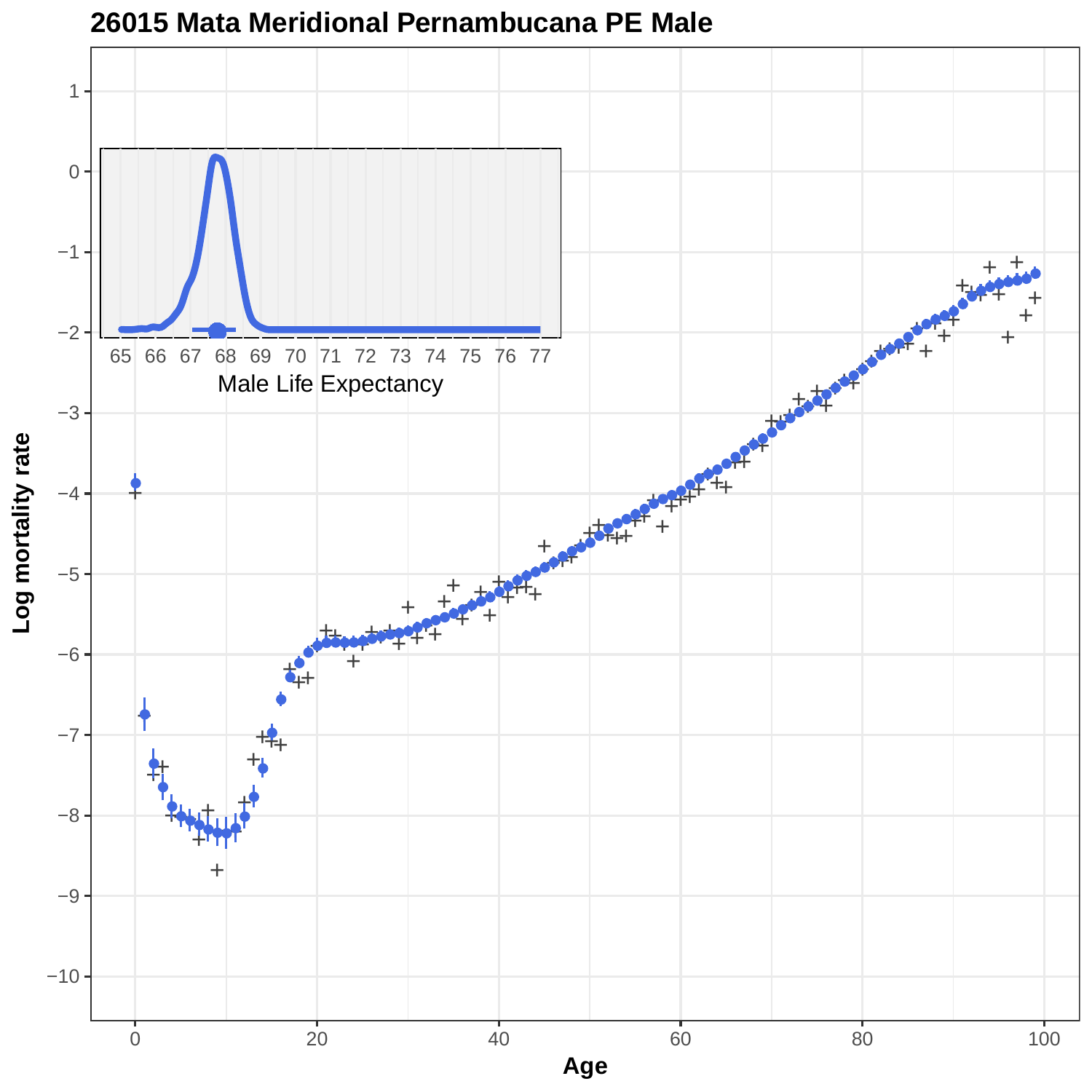# 26015 Mata Meridional Pernambucana PE Male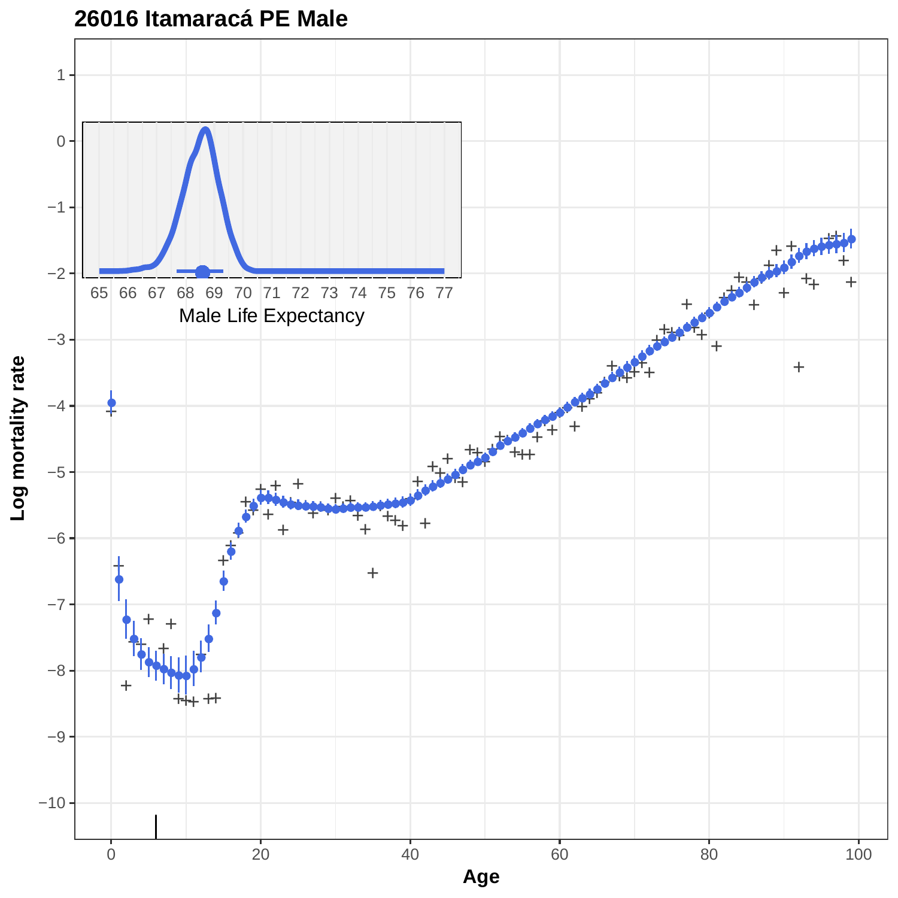# 26016 Itamaracá PE Male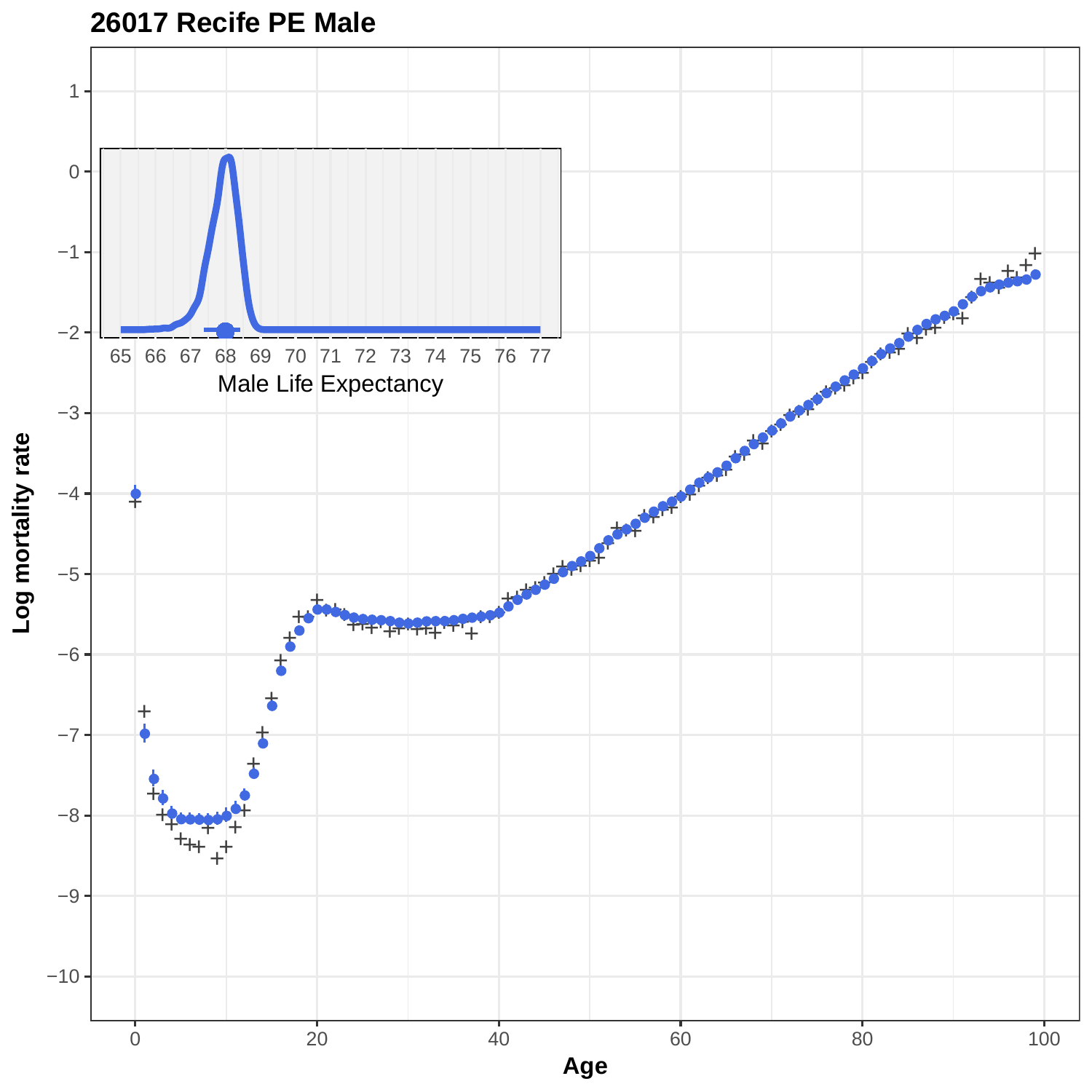## 26017 Recife PE Male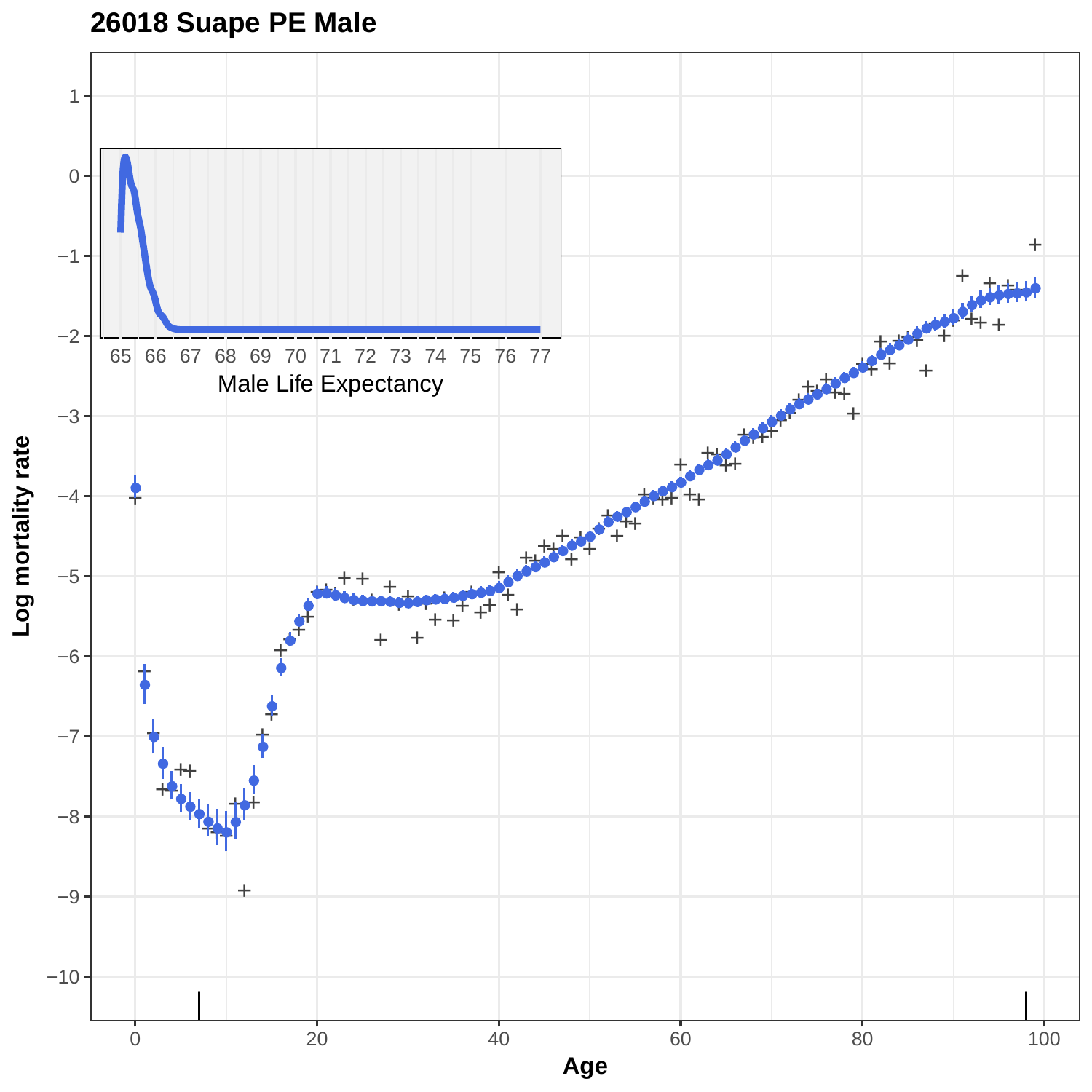**26018 Suape PE Male**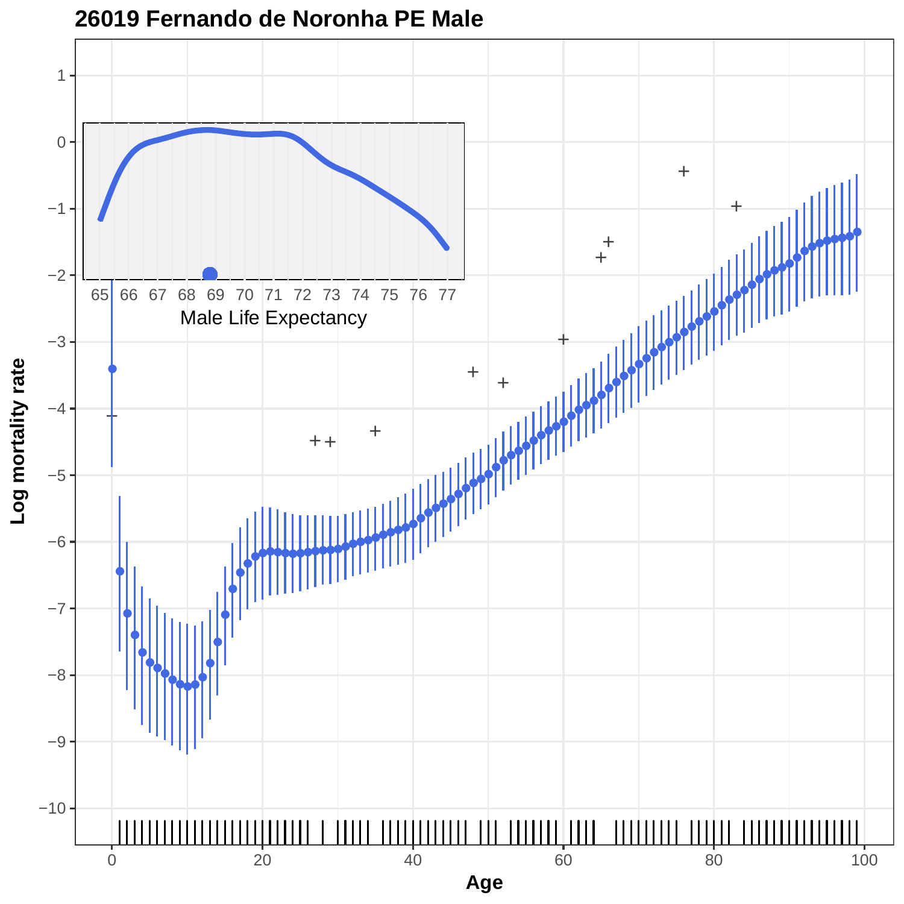# 26019 Fernando de Noronha PE Male

Log mortality rate

1
0
−1
−2
−3
−4
−5
−6
−7
−8
−9
−10

0
20
40
60
80
100

Age

65
66
67
68
69
70
71
72
73
74
75
76
77

Male Life Expectancy